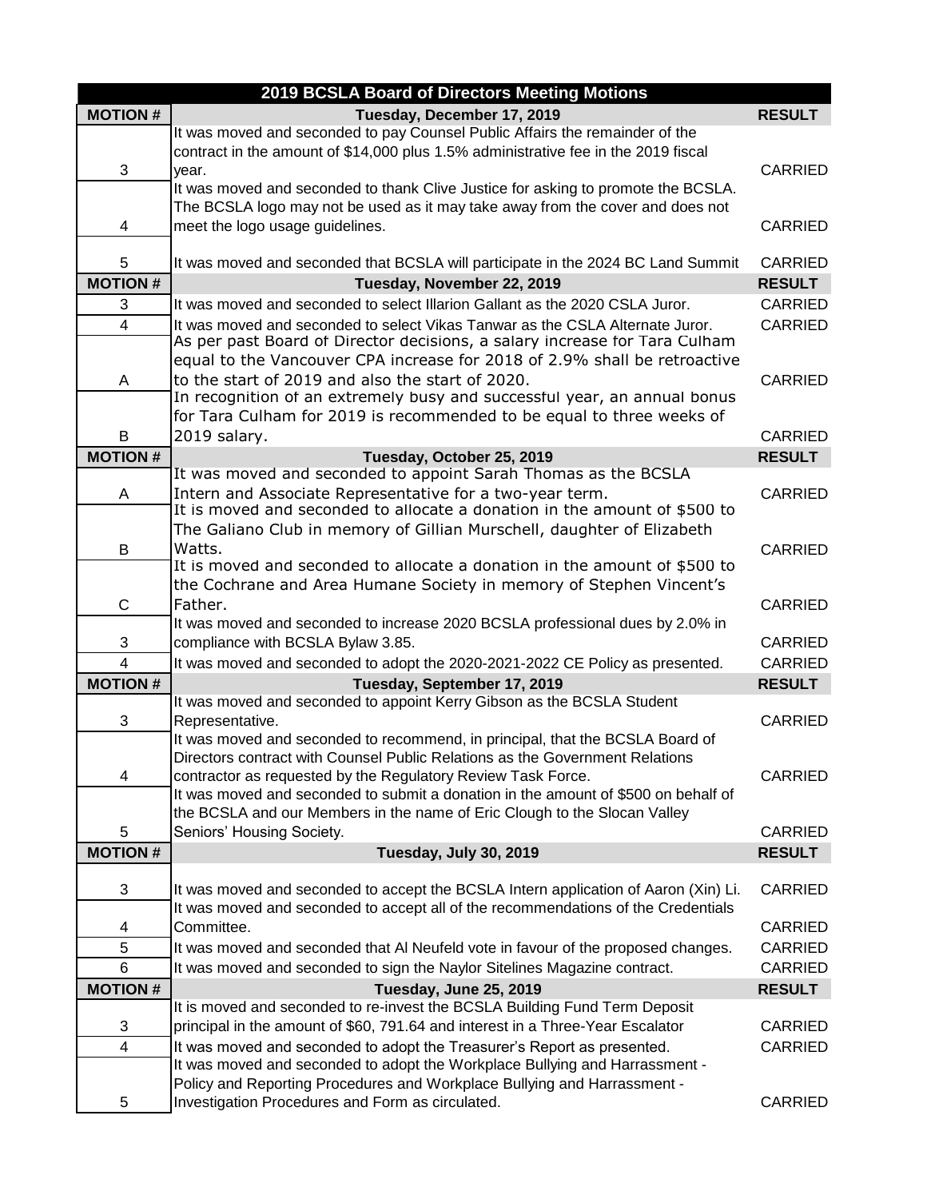| 2019 BCSLA Board of Directors Meeting Motions | | |
|---|---|---|
| **MOTION #** | **Tuesday, December 17, 2019** | **RESULT** |
| 3 | It was moved and seconded to pay Counsel Public Affairs the remainder of the contract in the amount of $14,000 plus 1.5% administrative fee in the 2019 fiscal year. | CARRIED |
| 4 | It was moved and seconded to thank Clive Justice for asking to promote the BCSLA. The BCSLA logo may not be used as it may take away from the cover and does not meet the logo usage guidelines. | CARRIED |
| 5 | It was moved and seconded that BCSLA will participate in the 2024 BC Land Summit | CARRIED |
| **MOTION #** | **Tuesday, November 22, 2019** | **RESULT** |
| 3 | It was moved and seconded to select Illarion Gallant as the 2020 CSLA Juror. | CARRIED |
| 4 | It was moved and seconded to select Vikas Tanwar as the CSLA Alternate Juror. | CARRIED |
| A | As per past Board of Director decisions, a salary increase for Tara Culham equal to the Vancouver CPA increase for 2018 of 2.9% shall be retroactive to the start of 2019 and also the start of 2020. | CARRIED |
| B | In recognition of an extremely busy and successful year, an annual bonus for Tara Culham for 2019 is recommended to be equal to three weeks of 2019 salary. | CARRIED |
| **MOTION #** | **Tuesday, October 25, 2019** | **RESULT** |
| A | It was moved and seconded to appoint Sarah Thomas as the BCSLA Intern and Associate Representative for a two-year term. | CARRIED |
| B | It is moved and seconded to allocate a donation in the amount of $500 to The Galiano Club in memory of Gillian Murschell, daughter of Elizabeth Watts. | CARRIED |
| C | It is moved and seconded to allocate a donation in the amount of $500 to the Cochrane and Area Humane Society in memory of Stephen Vincent's Father. | CARRIED |
| 3 | It was moved and seconded to increase 2020 BCSLA professional dues by 2.0% in compliance with BCSLA Bylaw 3.85. | CARRIED |
| 4 | It was moved and seconded to adopt the 2020-2021-2022 CE Policy as presented. | CARRIED |
| **MOTION #** | **Tuesday, September 17, 2019** | **RESULT** |
| 3 | It was moved and seconded to appoint Kerry Gibson as the BCSLA Student Representative. | CARRIED |
| 4 | It was moved and seconded to recommend, in principal, that the BCSLA Board of Directors contract with Counsel Public Relations as the Government Relations contractor as requested by the Regulatory Review Task Force. | CARRIED |
| 5 | It was moved and seconded to submit a donation in the amount of $500 on behalf of the BCSLA and our Members in the name of Eric Clough to the Slocan Valley Seniors' Housing Society. | CARRIED |
| **MOTION #** | **Tuesday, July 30, 2019** | **RESULT** |
| 3 | It was moved and seconded to accept the BCSLA Intern application of Aaron (Xin) Li. | CARRIED |
| 4 | It was moved and seconded to accept all of the recommendations of the Credentials Committee. | CARRIED |
| 5 | It was moved and seconded that Al Neufeld vote in favour of the proposed changes. | CARRIED |
| 6 | It was moved and seconded to sign the Naylor Sitelines Magazine contract. | CARRIED |
| **MOTION #** | **Tuesday, June 25, 2019** | **RESULT** |
| 3 | It is moved and seconded to re-invest the BCSLA Building Fund Term Deposit principal in the amount of $60, 791.64 and interest in a Three-Year Escalator | CARRIED |
| 4 | It was moved and seconded to adopt the Treasurer's Report as presented. | CARRIED |
| 5 | It was moved and seconded to adopt the Workplace Bullying and Harrassment - Policy and Reporting Procedures and Workplace Bullying and Harrassment - Investigation Procedures and Form as circulated. | CARRIED |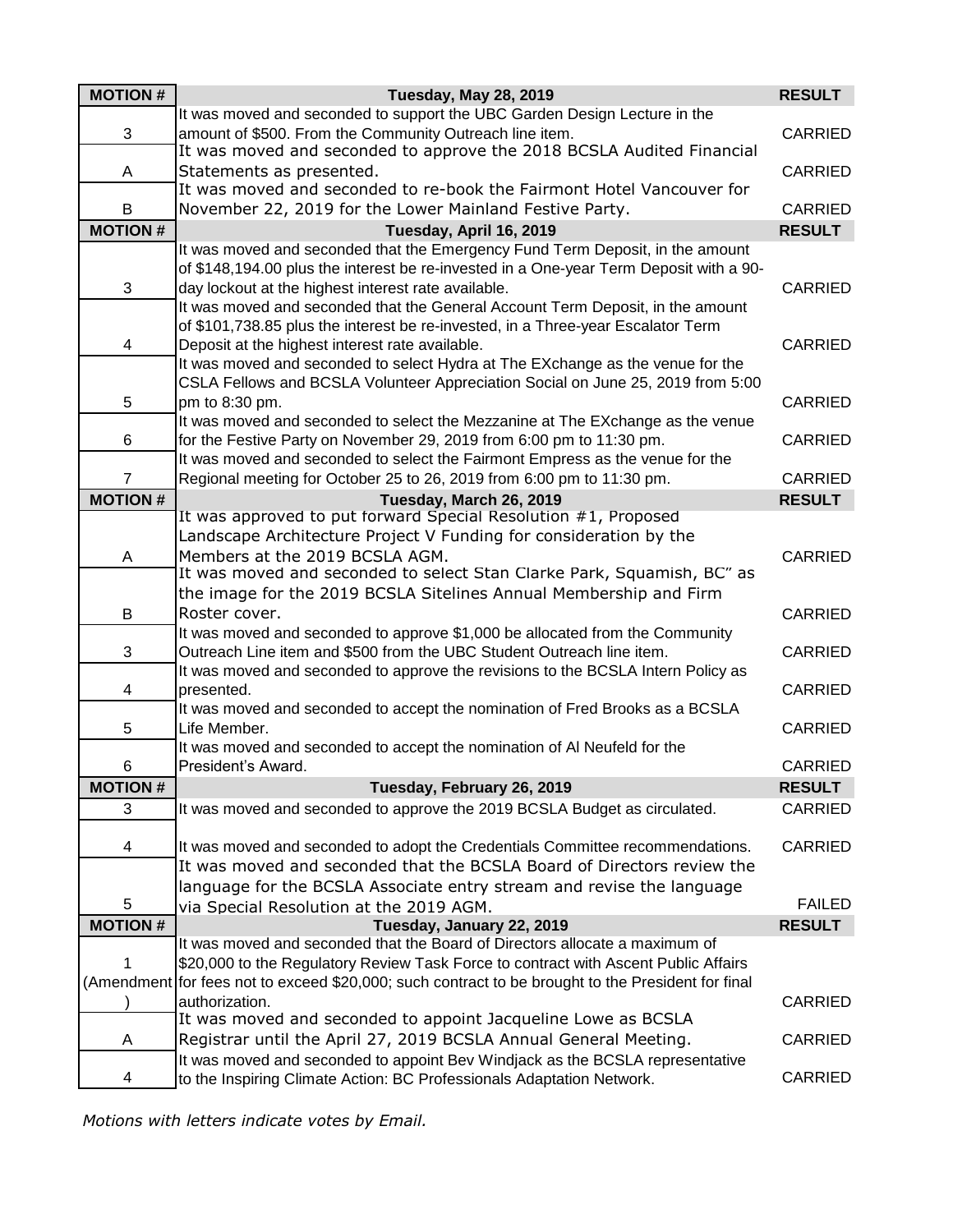| MOTION # | Tuesday, May 28, 2019 | RESULT |
|---|---|---|
| 3 | It was moved and seconded to support the UBC Garden Design Lecture in the amount of $500. From the Community Outreach line item. | CARRIED |
| A | It was moved and seconded to approve the 2018 BCSLA Audited Financial Statements as presented. | CARRIED |
| B | It was moved and seconded to re-book the Fairmont Hotel Vancouver for November 22, 2019 for the Lower Mainland Festive Party. | CARRIED |
| **MOTION #** | **Tuesday, April 16, 2019** | **RESULT** |
| 3 | It was moved and seconded that the Emergency Fund Term Deposit, in the amount of $148,194.00 plus the interest be re-invested in a One-year Term Deposit with a 90-day lockout at the highest interest rate available. | CARRIED |
| 4 | It was moved and seconded that the General Account Term Deposit, in the amount of $101,738.85 plus the interest be re-invested, in a Three-year Escalator Term Deposit at the highest interest rate available. | CARRIED |
| 5 | It was moved and seconded to select Hydra at The EXchange as the venue for the CSLA Fellows and BCSLA Volunteer Appreciation Social on June 25, 2019 from 5:00 pm to 8:30 pm. | CARRIED |
| 6 | It was moved and seconded to select the Mezzanine at The EXchange as the venue for the Festive Party on November 29, 2019 from 6:00 pm to 11:30 pm. | CARRIED |
| 7 | It was moved and seconded to select the Fairmont Empress as the venue for the Regional meeting for October 25 to 26, 2019 from 6:00 pm to 11:30 pm. | CARRIED |
| **MOTION #** | **Tuesday, March 26, 2019** | **RESULT** |
| A | It was approved to put forward Special Resolution #1, Proposed Landscape Architecture Project V Funding for consideration by the Members at the 2019 BCSLA AGM. | CARRIED |
| B | It was moved and seconded to select Stan Clarke Park, Squamish, BC" as the image for the 2019 BCSLA Sitelines Annual Membership and Firm Roster cover. | CARRIED |
| 3 | It was moved and seconded to approve $1,000 be allocated from the Community Outreach Line item and $500 from the UBC Student Outreach line item. | CARRIED |
| 4 | It was moved and seconded to approve the revisions to the BCSLA Intern Policy as presented. | CARRIED |
| 5 | It was moved and seconded to accept the nomination of Fred Brooks as a BCSLA Life Member. | CARRIED |
| 6 | It was moved and seconded to accept the nomination of Al Neufeld for the President's Award. | CARRIED |
| **MOTION #** | **Tuesday, February 26, 2019** | **RESULT** |
| 3 | It was moved and seconded to approve the 2019 BCSLA Budget as circulated. | CARRIED |
| 4 | It was moved and seconded to adopt the Credentials Committee recommendations. | CARRIED |
| 5 | It was moved and seconded that the BCSLA Board of Directors review the language for the BCSLA Associate entry stream and revise the language via Special Resolution at the 2019 AGM. | FAILED |
| **MOTION #** | **Tuesday, January 22, 2019** | **RESULT** |
| 1 (Amendment) | It was moved and seconded that the Board of Directors allocate a maximum of $20,000 to the Regulatory Review Task Force to contract with Ascent Public Affairs for fees not to exceed $20,000; such contract to be brought to the President for final authorization. | CARRIED |
| A | It was moved and seconded to appoint Jacqueline Lowe as BCSLA Registrar until the April 27, 2019 BCSLA Annual General Meeting. | CARRIED |
| 4 | It was moved and seconded to appoint Bev Windjack as the BCSLA representative to the Inspiring Climate Action: BC Professionals Adaptation Network. | CARRIED |

*Motions with letters indicate votes by Email.*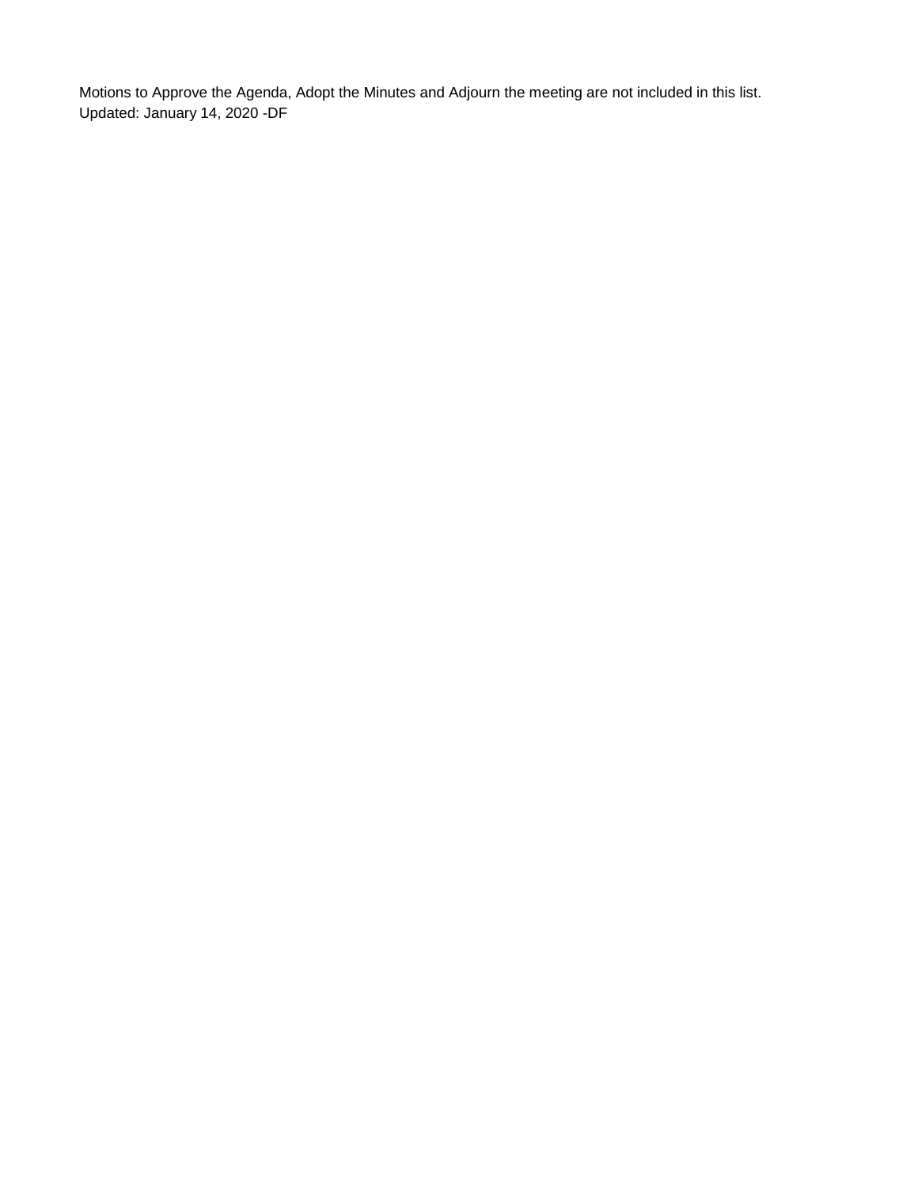Motions to Approve the Agenda, Adopt the Minutes and Adjourn the meeting are not included in this list.
Updated: January 14, 2020 -DF